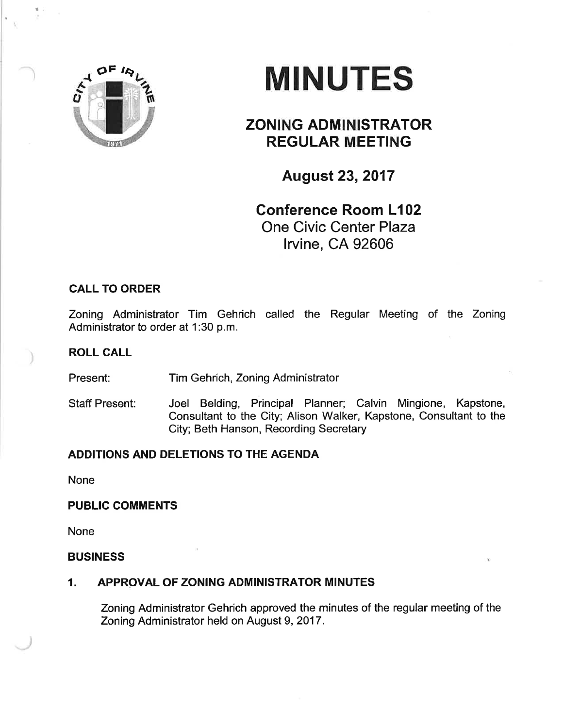# MINUTES

## ZONING ADMINISTRATOR REGULAR MEETING

### August 23, 2017

**Conference Room L102**
One Civic Center Plaza
Irvine, CA 92606

**CALL TO ORDER**

Zoning Administrator Tim Gehrich called the Regular Meeting of the Zoning Administrator to order at 1:30 p.m.

**ROLL CALL**

Present: Tim Gehrich, Zoning Administrator

Staff Present: Joel Belding, Principal Planner; Calvin Mingione, Kapstone, Consultant to the City; Alison Walker, Kapstone, Consultant to the City; Beth Hanson, Recording Secretary

**ADDITIONS AND DELETIONS TO THE AGENDA**

None

**PUBLIC COMMENTS**

None

**BUSINESS**

**1. APPROVAL OF ZONING ADMINISTRATOR MINUTES**

Zoning Administrator Gehrich approved the minutes of the regular meeting of the Zoning Administrator held on August 9, 2017.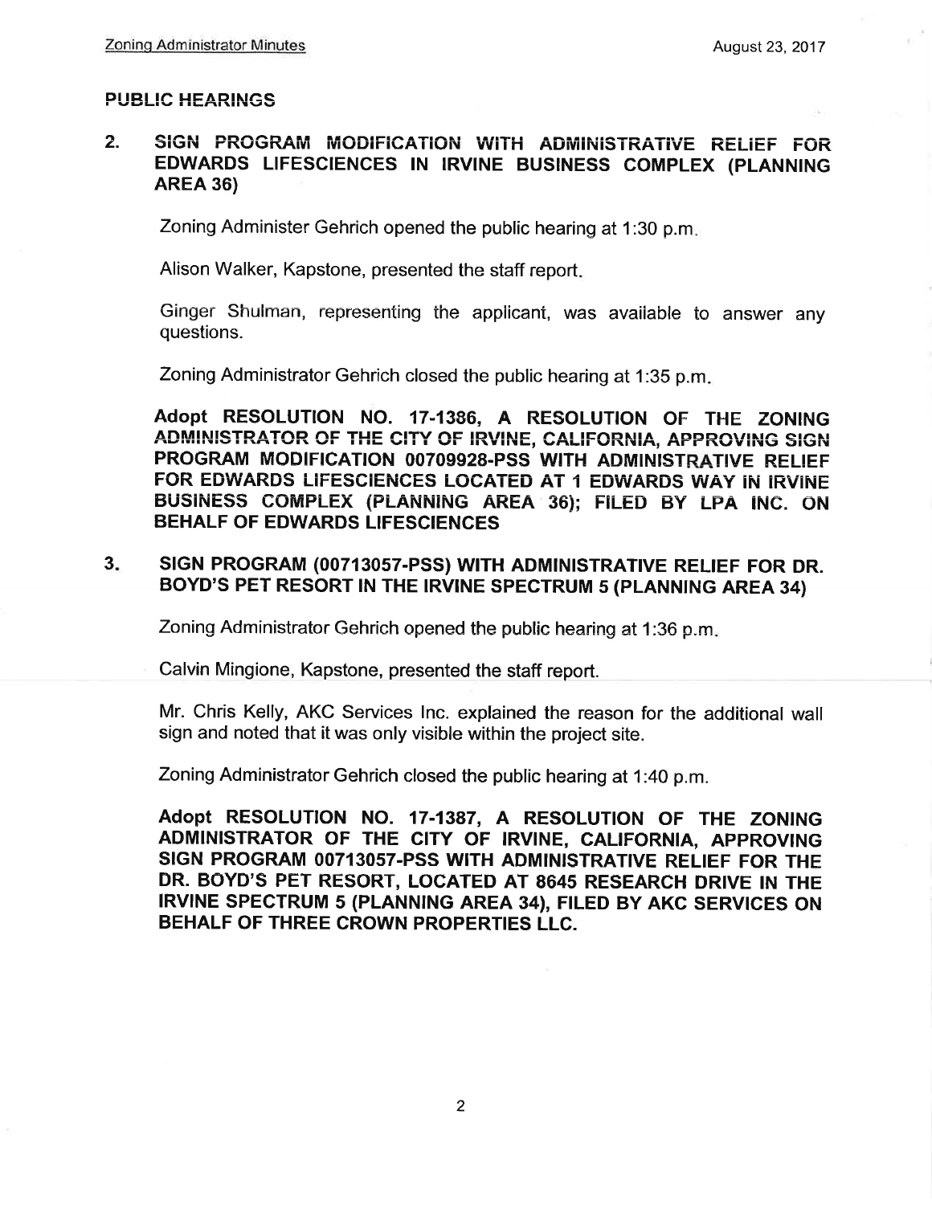## PUBLIC HEARINGS

### 2. SIGN PROGRAM MODIFICATION WITH ADMINISTRATIVE RELIEF FOR EDWARDS LIFESCIENCES IN IRVINE BUSINESS COMPLEX (PLANNING AREA 36)

Zoning Administer Gehrich opened the public hearing at 1:30 p.m.

Alison Walker, Kapstone, presented the staff report.

Ginger Shulman, representing the applicant, was available to answer any questions.

Zoning Administrator Gehrich closed the public hearing at 1:35 p.m.

**Adopt RESOLUTION NO. 17-1386, A RESOLUTION OF THE ZONING ADMINISTRATOR OF THE CITY OF IRVINE, CALIFORNIA, APPROVING SIGN PROGRAM MODIFICATION 00709928-PSS WITH ADMINISTRATIVE RELIEF FOR EDWARDS LIFESCIENCES LOCATED AT 1 EDWARDS WAY IN IRVINE BUSINESS COMPLEX (PLANNING AREA 36); FILED BY LPA INC. ON BEHALF OF EDWARDS LIFESCIENCES**

### 3. SIGN PROGRAM (00713057-PSS) WITH ADMINISTRATIVE RELIEF FOR DR. BOYD'S PET RESORT IN THE IRVINE SPECTRUM 5 (PLANNING AREA 34)

Zoning Administrator Gehrich opened the public hearing at 1:36 p.m.

Calvin Mingione, Kapstone, presented the staff report.

Mr. Chris Kelly, AKC Services Inc. explained the reason for the additional wall sign and noted that it was only visible within the project site.

Zoning Administrator Gehrich closed the public hearing at 1:40 p.m.

**Adopt RESOLUTION NO. 17-1387, A RESOLUTION OF THE ZONING ADMINISTRATOR OF THE CITY OF IRVINE, CALIFORNIA, APPROVING SIGN PROGRAM 00713057-PSS WITH ADMINISTRATIVE RELIEF FOR THE DR. BOYD'S PET RESORT, LOCATED AT 8645 RESEARCH DRIVE IN THE IRVINE SPECTRUM 5 (PLANNING AREA 34), FILED BY AKC SERVICES ON BEHALF OF THREE CROWN PROPERTIES LLC.**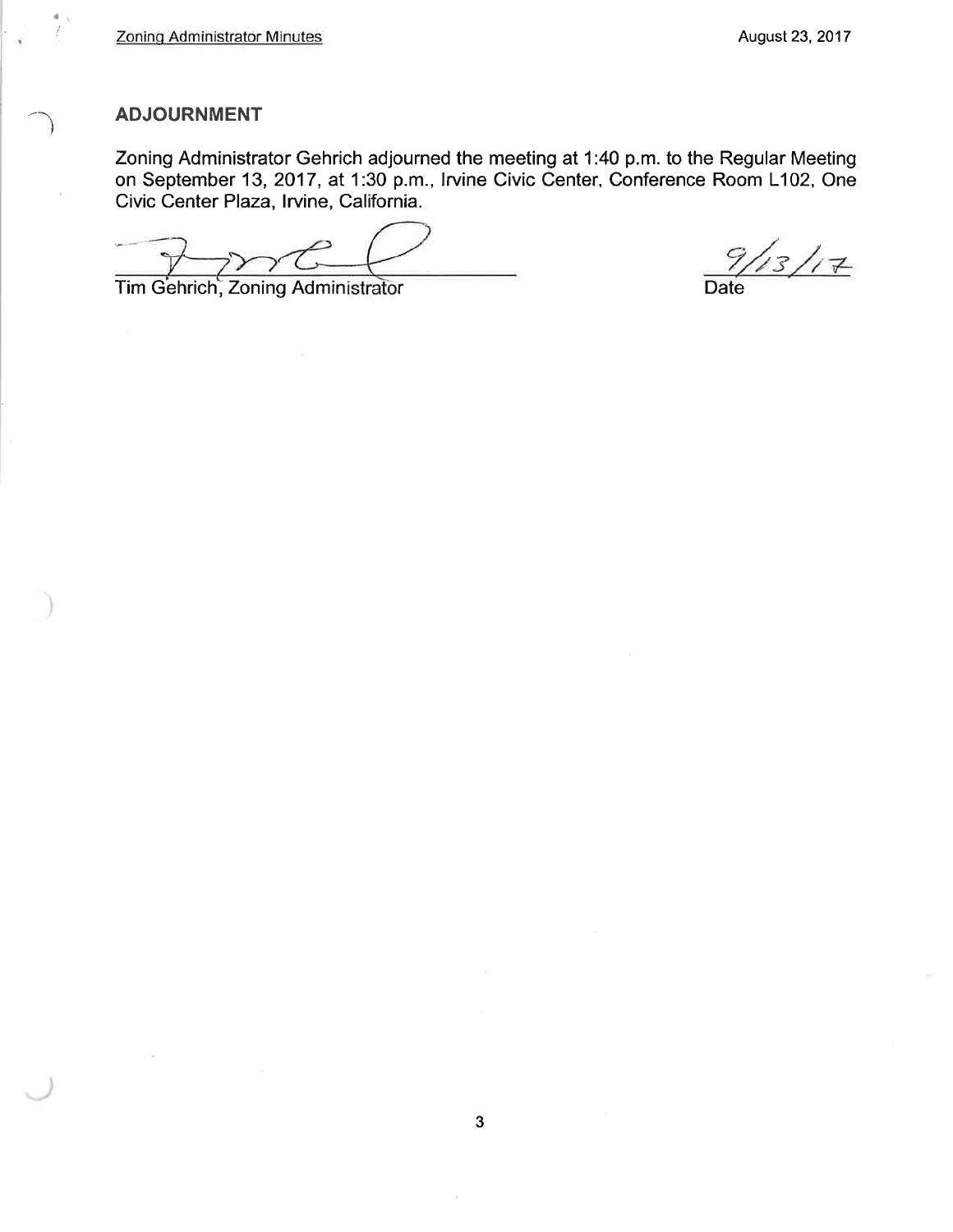## ADJOURNMENT

Zoning Administrator Gehrich adjourned the meeting at 1:40 p.m. to the Regular Meeting on September 13, 2017, at 1:30 p.m., Irvine Civic Center, Conference Room L102, One Civic Center Plaza, Irvine, California.

Tim Gehrich, Zoning Administrator

9/13/17
Date